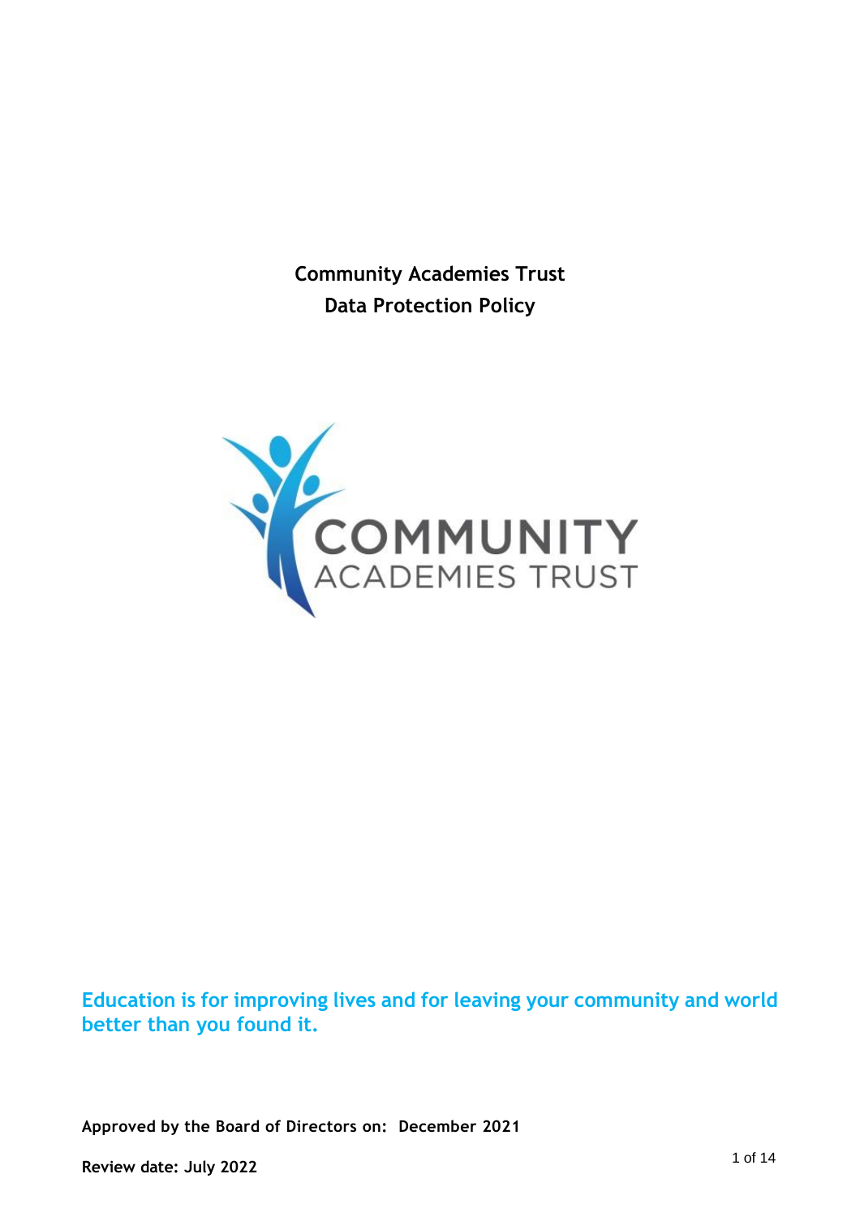# Community Academies Trust
# Data Protection Policy

Education is for improving lives and for leaving your community and world better than you found it.

**Approved by the Board of Directors on: December 2021**

**Review date: July 2022**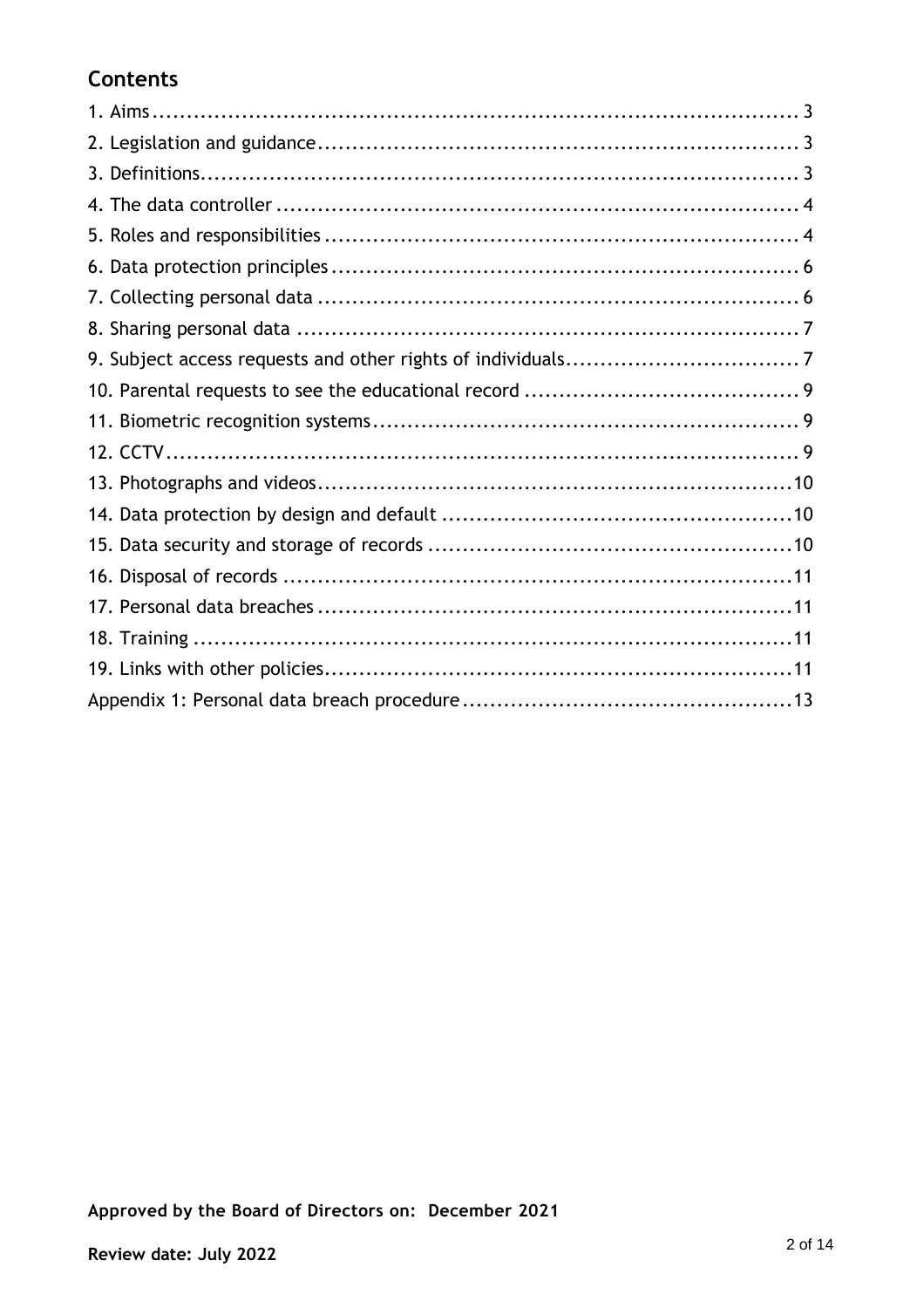## Contents

1. Aims ....... 3
2. Legislation and guidance ....... 3
3. Definitions ....... 3
4. The data controller ....... 4
5. Roles and responsibilities ....... 4
6. Data protection principles ....... 6
7. Collecting personal data ....... 6
8. Sharing personal data ....... 7
9. Subject access requests and other rights of individuals ....... 7
10. Parental requests to see the educational record ....... 9
11. Biometric recognition systems ....... 9
12. CCTV ....... 9
13. Photographs and videos ....... 10
14. Data protection by design and default ....... 10
15. Data security and storage of records ....... 10
16. Disposal of records ....... 11
17. Personal data breaches ....... 11
18. Training ....... 11
19. Links with other policies ....... 11

Appendix 1: Personal data breach procedure ....... 13

**Approved by the Board of Directors on: December 2021**

**Review date: July 2022**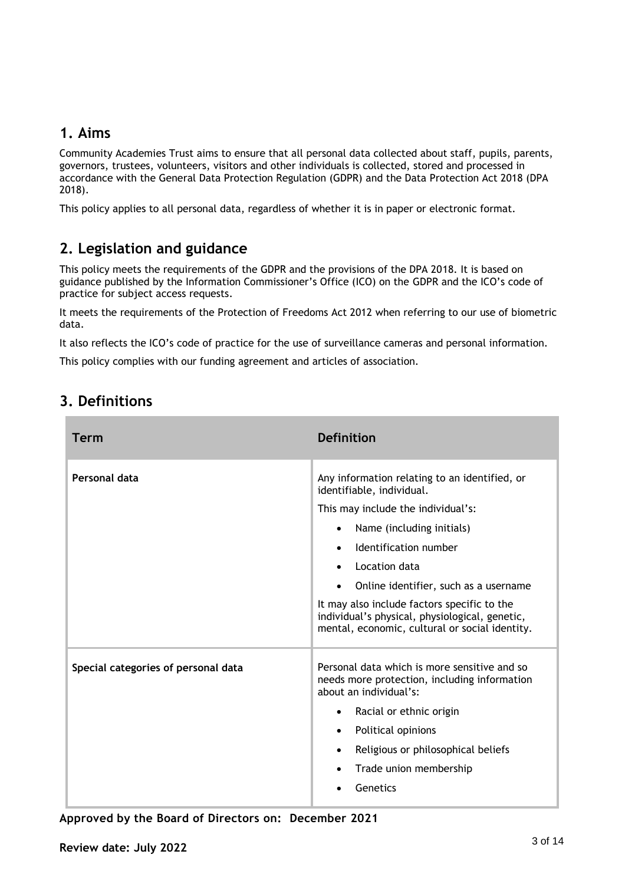## 1. Aims

Community Academies Trust aims to ensure that all personal data collected about staff, pupils, parents, governors, trustees, volunteers, visitors and other individuals is collected, stored and processed in accordance with the General Data Protection Regulation (GDPR) and the Data Protection Act 2018 (DPA 2018).

This policy applies to all personal data, regardless of whether it is in paper or electronic format.

## 2. Legislation and guidance

This policy meets the requirements of the GDPR and the provisions of the DPA 2018. It is based on guidance published by the Information Commissioner's Office (ICO) on the GDPR and the ICO's code of practice for subject access requests.

It meets the requirements of the Protection of Freedoms Act 2012 when referring to our use of biometric data.

It also reflects the ICO's code of practice for the use of surveillance cameras and personal information.

This policy complies with our funding agreement and articles of association.

## 3. Definitions

| Term | Definition |
|---|---|
| **Personal data** | Any information relating to an identified, or identifiable, individual.<br>This may include the individual's:<br>• Name (including initials)<br>• Identification number<br>• Location data<br>• Online identifier, such as a username<br>It may also include factors specific to the individual's physical, physiological, genetic, mental, economic, cultural or social identity. |
| **Special categories of personal data** | Personal data which is more sensitive and so needs more protection, including information about an individual's:<br>• Racial or ethnic origin<br>• Political opinions<br>• Religious or philosophical beliefs<br>• Trade union membership<br>• Genetics |

**Approved by the Board of Directors on: December 2021**

**Review date: July 2022**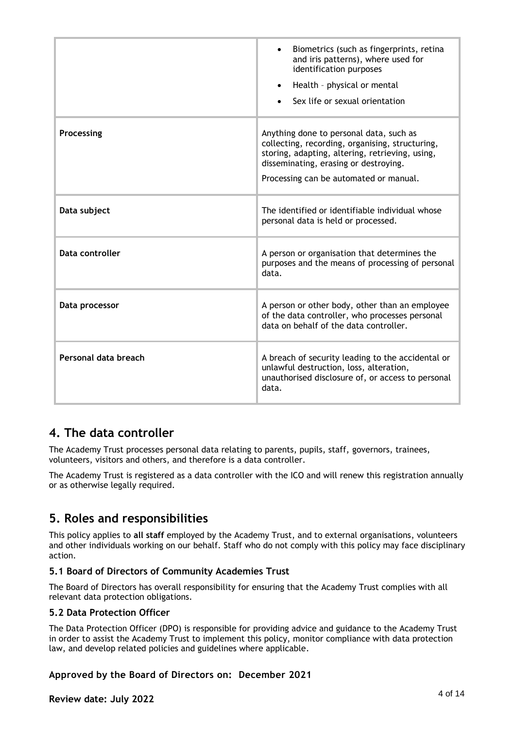| | |
|---|---|
| | • Biometrics (such as fingerprints, retina and iris patterns), where used for identification purposes<br>• Health – physical or mental<br>• Sex life or sexual orientation |
| **Processing** | Anything done to personal data, such as collecting, recording, organising, structuring, storing, adapting, altering, retrieving, using, disseminating, erasing or destroying.<br>Processing can be automated or manual. |
| **Data subject** | The identified or identifiable individual whose personal data is held or processed. |
| **Data controller** | A person or organisation that determines the purposes and the means of processing of personal data. |
| **Data processor** | A person or other body, other than an employee of the data controller, who processes personal data on behalf of the data controller. |
| **Personal data breach** | A breach of security leading to the accidental or unlawful destruction, loss, alteration, unauthorised disclosure of, or access to personal data. |

## 4. The data controller

The Academy Trust processes personal data relating to parents, pupils, staff, governors, trainees, volunteers, visitors and others, and therefore is a data controller.

The Academy Trust is registered as a data controller with the ICO and will renew this registration annually or as otherwise legally required.

## 5. Roles and responsibilities

This policy applies to **all staff** employed by the Academy Trust, and to external organisations, volunteers and other individuals working on our behalf. Staff who do not comply with this policy may face disciplinary action.

### 5.1 Board of Directors of Community Academies Trust

The Board of Directors has overall responsibility for ensuring that the Academy Trust complies with all relevant data protection obligations.

### 5.2 Data Protection Officer

The Data Protection Officer (DPO) is responsible for providing advice and guidance to the Academy Trust in order to assist the Academy Trust to implement this policy, monitor compliance with data protection law, and develop related policies and guidelines where applicable.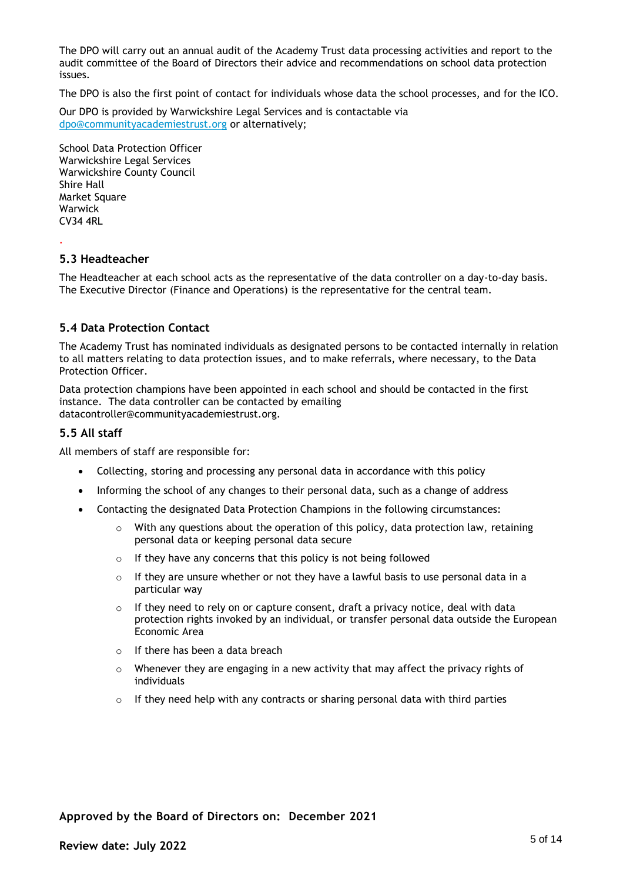The DPO will carry out an annual audit of the Academy Trust data processing activities and report to the audit committee of the Board of Directors their advice and recommendations on school data protection issues.

The DPO is also the first point of contact for individuals whose data the school processes, and for the ICO.

Our DPO is provided by Warwickshire Legal Services and is contactable via [dpo@communityacademiestrust.org](mailto:dpo@communityacademiestrust.org) or alternatively;

School Data Protection Officer
Warwickshire Legal Services
Warwickshire County Council
Shire Hall
Market Square
Warwick
CV34 4RL

### 5.3 Headteacher

The Headteacher at each school acts as the representative of the data controller on a day-to-day basis. The Executive Director (Finance and Operations) is the representative for the central team.

### 5.4 Data Protection Contact

The Academy Trust has nominated individuals as designated persons to be contacted internally in relation to all matters relating to data protection issues, and to make referrals, where necessary, to the Data Protection Officer.

Data protection champions have been appointed in each school and should be contacted in the first instance. The data controller can be contacted by emailing datacontroller@communityacademiestrust.org.

### 5.5 All staff

All members of staff are responsible for:

- Collecting, storing and processing any personal data in accordance with this policy
- Informing the school of any changes to their personal data, such as a change of address
- Contacting the designated Data Protection Champions in the following circumstances:
    - With any questions about the operation of this policy, data protection law, retaining personal data or keeping personal data secure
    - If they have any concerns that this policy is not being followed
    - If they are unsure whether or not they have a lawful basis to use personal data in a particular way
    - If they need to rely on or capture consent, draft a privacy notice, deal with data protection rights invoked by an individual, or transfer personal data outside the European Economic Area
    - If there has been a data breach
    - Whenever they are engaging in a new activity that may affect the privacy rights of individuals
    - If they need help with any contracts or sharing personal data with third parties

**Approved by the Board of Directors on: December 2021**

**Review date: July 2022**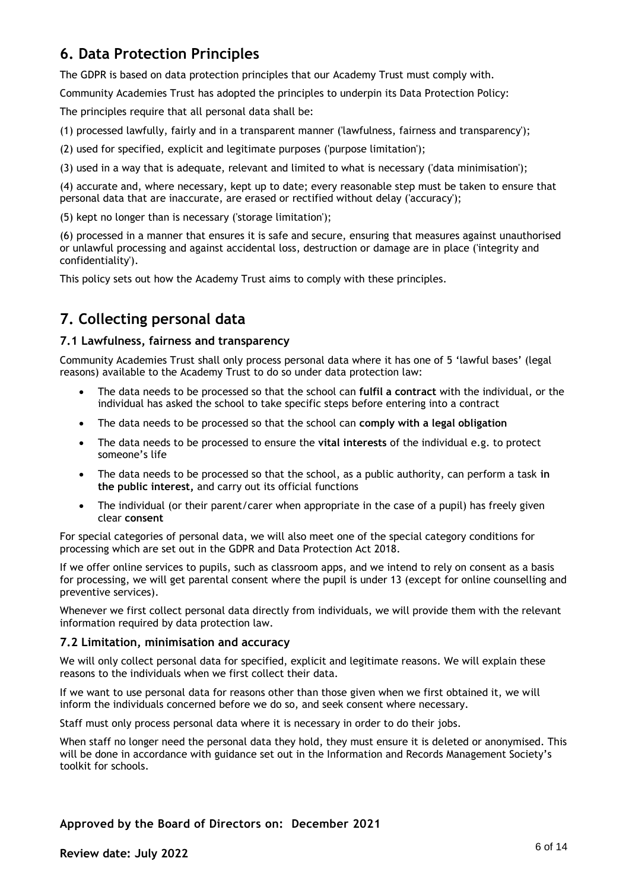## 6. Data Protection Principles

The GDPR is based on data protection principles that our Academy Trust must comply with.

Community Academies Trust has adopted the principles to underpin its Data Protection Policy:

The principles require that all personal data shall be:

(1) processed lawfully, fairly and in a transparent manner ('lawfulness, fairness and transparency');

(2) used for specified, explicit and legitimate purposes ('purpose limitation');

(3) used in a way that is adequate, relevant and limited to what is necessary ('data minimisation');

(4) accurate and, where necessary, kept up to date; every reasonable step must be taken to ensure that personal data that are inaccurate, are erased or rectified without delay ('accuracy');

(5) kept no longer than is necessary ('storage limitation');

(6) processed in a manner that ensures it is safe and secure, ensuring that measures against unauthorised or unlawful processing and against accidental loss, destruction or damage are in place ('integrity and confidentiality').

This policy sets out how the Academy Trust aims to comply with these principles.

## 7. Collecting personal data

### 7.1 Lawfulness, fairness and transparency

Community Academies Trust shall only process personal data where it has one of 5 'lawful bases' (legal reasons) available to the Academy Trust to do so under data protection law:

- The data needs to be processed so that the school can **fulfil a contract** with the individual, or the individual has asked the school to take specific steps before entering into a contract
- The data needs to be processed so that the school can **comply with a legal obligation**
- The data needs to be processed to ensure the **vital interests** of the individual e.g. to protect someone's life
- The data needs to be processed so that the school, as a public authority, can perform a task **in the public interest,** and carry out its official functions
- The individual (or their parent/carer when appropriate in the case of a pupil) has freely given clear **consent**

For special categories of personal data, we will also meet one of the special category conditions for processing which are set out in the GDPR and Data Protection Act 2018.

If we offer online services to pupils, such as classroom apps, and we intend to rely on consent as a basis for processing, we will get parental consent where the pupil is under 13 (except for online counselling and preventive services).

Whenever we first collect personal data directly from individuals, we will provide them with the relevant information required by data protection law.

### 7.2 Limitation, minimisation and accuracy

We will only collect personal data for specified, explicit and legitimate reasons. We will explain these reasons to the individuals when we first collect their data.

If we want to use personal data for reasons other than those given when we first obtained it, we will inform the individuals concerned before we do so, and seek consent where necessary.

Staff must only process personal data where it is necessary in order to do their jobs.

When staff no longer need the personal data they hold, they must ensure it is deleted or anonymised. This will be done in accordance with guidance set out in the Information and Records Management Society's toolkit for schools.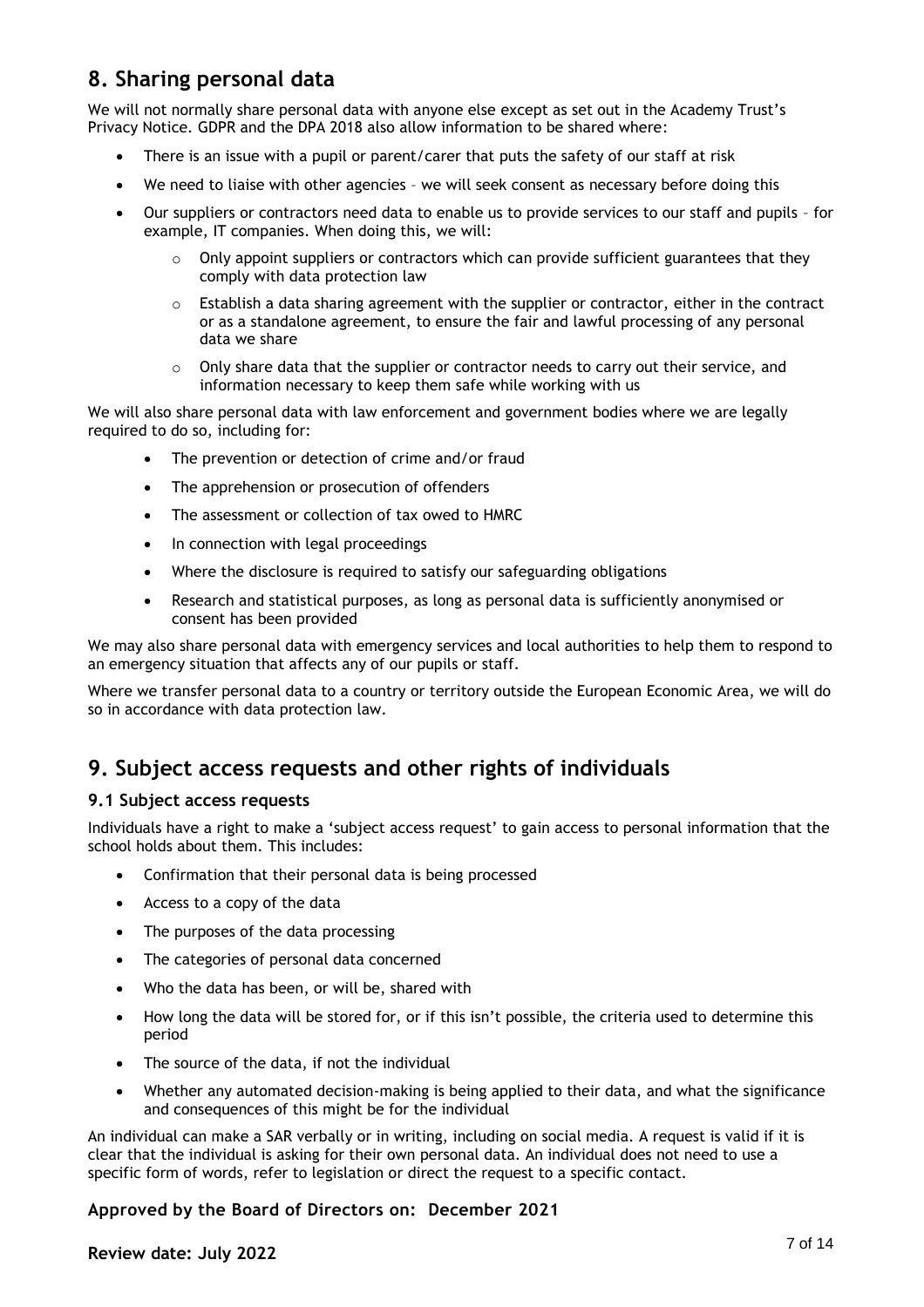## 8. Sharing personal data

We will not normally share personal data with anyone else except as set out in the Academy Trust's Privacy Notice. GDPR and the DPA 2018 also allow information to be shared where:

- There is an issue with a pupil or parent/carer that puts the safety of our staff at risk
- We need to liaise with other agencies – we will seek consent as necessary before doing this
- Our suppliers or contractors need data to enable us to provide services to our staff and pupils – for example, IT companies. When doing this, we will:
    - Only appoint suppliers or contractors which can provide sufficient guarantees that they comply with data protection law
    - Establish a data sharing agreement with the supplier or contractor, either in the contract or as a standalone agreement, to ensure the fair and lawful processing of any personal data we share
    - Only share data that the supplier or contractor needs to carry out their service, and information necessary to keep them safe while working with us

We will also share personal data with law enforcement and government bodies where we are legally required to do so, including for:

- The prevention or detection of crime and/or fraud
- The apprehension or prosecution of offenders
- The assessment or collection of tax owed to HMRC
- In connection with legal proceedings
- Where the disclosure is required to satisfy our safeguarding obligations
- Research and statistical purposes, as long as personal data is sufficiently anonymised or consent has been provided

We may also share personal data with emergency services and local authorities to help them to respond to an emergency situation that affects any of our pupils or staff.

Where we transfer personal data to a country or territory outside the European Economic Area, we will do so in accordance with data protection law.

## 9. Subject access requests and other rights of individuals

### 9.1 Subject access requests

Individuals have a right to make a 'subject access request' to gain access to personal information that the school holds about them. This includes:

- Confirmation that their personal data is being processed
- Access to a copy of the data
- The purposes of the data processing
- The categories of personal data concerned
- Who the data has been, or will be, shared with
- How long the data will be stored for, or if this isn't possible, the criteria used to determine this period
- The source of the data, if not the individual
- Whether any automated decision-making is being applied to their data, and what the significance and consequences of this might be for the individual

An individual can make a SAR verbally or in writing, including on social media. A request is valid if it is clear that the individual is asking for their own personal data. An individual does not need to use a specific form of words, refer to legislation or direct the request to a specific contact.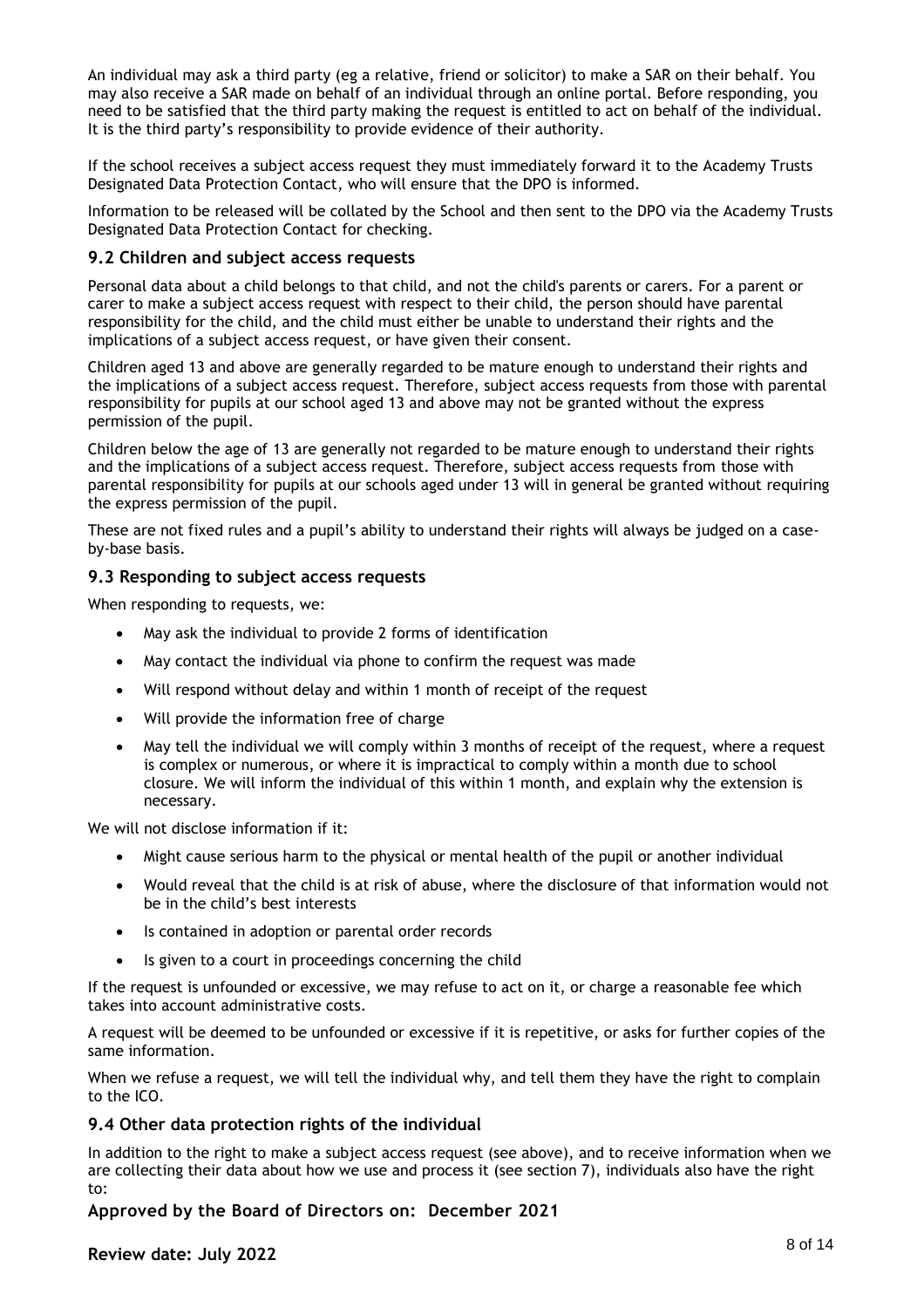An individual may ask a third party (eg a relative, friend or solicitor) to make a SAR on their behalf. You may also receive a SAR made on behalf of an individual through an online portal. Before responding, you need to be satisfied that the third party making the request is entitled to act on behalf of the individual. It is the third party's responsibility to provide evidence of their authority.

If the school receives a subject access request they must immediately forward it to the Academy Trusts Designated Data Protection Contact, who will ensure that the DPO is informed.

Information to be released will be collated by the School and then sent to the DPO via the Academy Trusts Designated Data Protection Contact for checking.

### 9.2 Children and subject access requests

Personal data about a child belongs to that child, and not the child's parents or carers. For a parent or carer to make a subject access request with respect to their child, the person should have parental responsibility for the child, and the child must either be unable to understand their rights and the implications of a subject access request, or have given their consent.

Children aged 13 and above are generally regarded to be mature enough to understand their rights and the implications of a subject access request. Therefore, subject access requests from those with parental responsibility for pupils at our school aged 13 and above may not be granted without the express permission of the pupil.

Children below the age of 13 are generally not regarded to be mature enough to understand their rights and the implications of a subject access request. Therefore, subject access requests from those with parental responsibility for pupils at our schools aged under 13 will in general be granted without requiring the express permission of the pupil.

These are not fixed rules and a pupil's ability to understand their rights will always be judged on a case-by-base basis.

### 9.3 Responding to subject access requests

When responding to requests, we:

- May ask the individual to provide 2 forms of identification
- May contact the individual via phone to confirm the request was made
- Will respond without delay and within 1 month of receipt of the request
- Will provide the information free of charge
- May tell the individual we will comply within 3 months of receipt of the request, where a request is complex or numerous, or where it is impractical to comply within a month due to school closure. We will inform the individual of this within 1 month, and explain why the extension is necessary.

We will not disclose information if it:

- Might cause serious harm to the physical or mental health of the pupil or another individual
- Would reveal that the child is at risk of abuse, where the disclosure of that information would not be in the child's best interests
- Is contained in adoption or parental order records
- Is given to a court in proceedings concerning the child

If the request is unfounded or excessive, we may refuse to act on it, or charge a reasonable fee which takes into account administrative costs.

A request will be deemed to be unfounded or excessive if it is repetitive, or asks for further copies of the same information.

When we refuse a request, we will tell the individual why, and tell them they have the right to complain to the ICO.

### 9.4 Other data protection rights of the individual

In addition to the right to make a subject access request (see above), and to receive information when we are collecting their data about how we use and process it (see section 7), individuals also have the right to: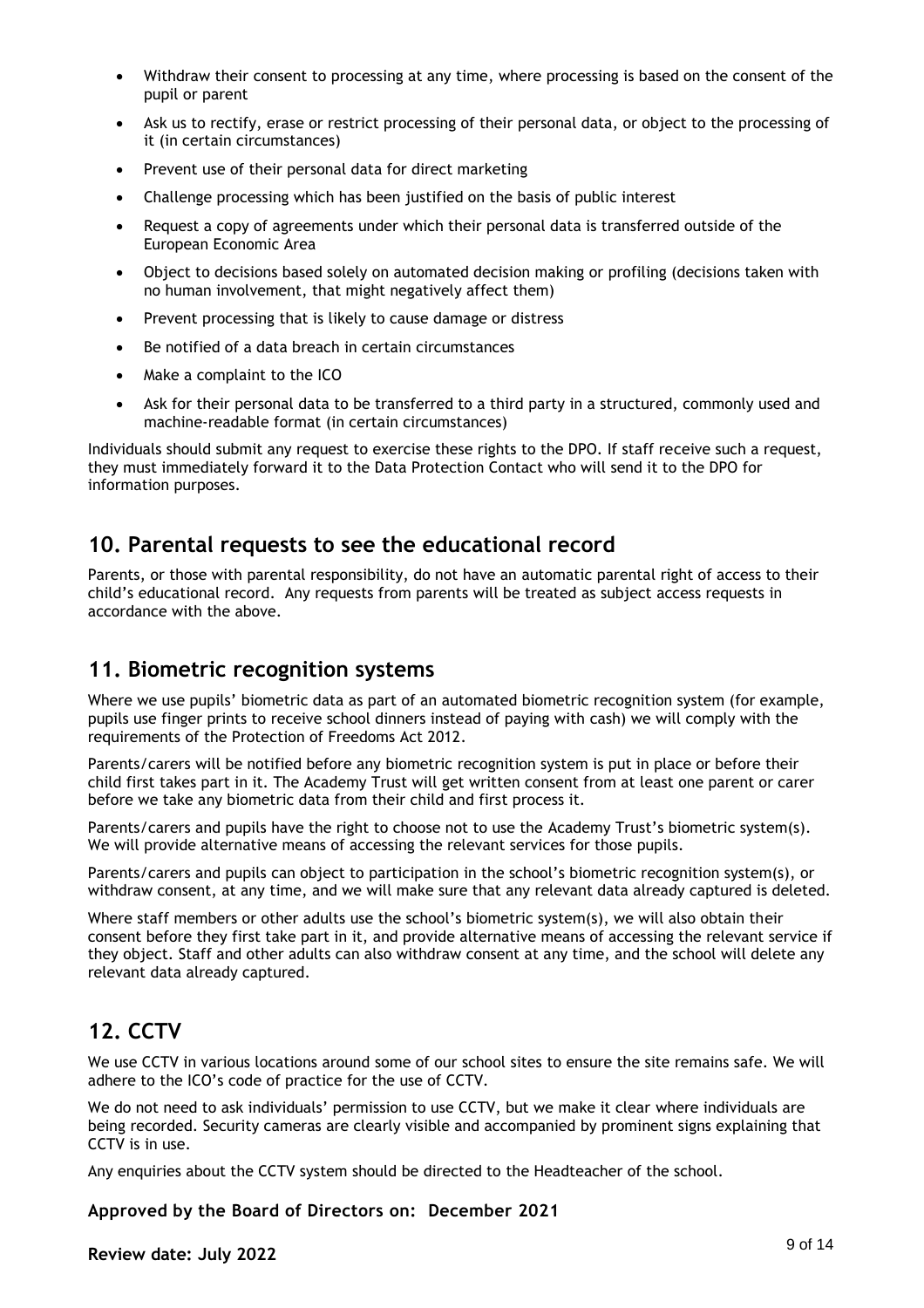- Withdraw their consent to processing at any time, where processing is based on the consent of the pupil or parent
- Ask us to rectify, erase or restrict processing of their personal data, or object to the processing of it (in certain circumstances)
- Prevent use of their personal data for direct marketing
- Challenge processing which has been justified on the basis of public interest
- Request a copy of agreements under which their personal data is transferred outside of the European Economic Area
- Object to decisions based solely on automated decision making or profiling (decisions taken with no human involvement, that might negatively affect them)
- Prevent processing that is likely to cause damage or distress
- Be notified of a data breach in certain circumstances
- Make a complaint to the ICO
- Ask for their personal data to be transferred to a third party in a structured, commonly used and machine-readable format (in certain circumstances)

Individuals should submit any request to exercise these rights to the DPO. If staff receive such a request, they must immediately forward it to the Data Protection Contact who will send it to the DPO for information purposes.

## 10. Parental requests to see the educational record

Parents, or those with parental responsibility, do not have an automatic parental right of access to their child's educational record. Any requests from parents will be treated as subject access requests in accordance with the above.

## 11. Biometric recognition systems

Where we use pupils' biometric data as part of an automated biometric recognition system (for example, pupils use finger prints to receive school dinners instead of paying with cash) we will comply with the requirements of the Protection of Freedoms Act 2012.

Parents/carers will be notified before any biometric recognition system is put in place or before their child first takes part in it. The Academy Trust will get written consent from at least one parent or carer before we take any biometric data from their child and first process it.

Parents/carers and pupils have the right to choose not to use the Academy Trust's biometric system(s). We will provide alternative means of accessing the relevant services for those pupils.

Parents/carers and pupils can object to participation in the school's biometric recognition system(s), or withdraw consent, at any time, and we will make sure that any relevant data already captured is deleted.

Where staff members or other adults use the school's biometric system(s), we will also obtain their consent before they first take part in it, and provide alternative means of accessing the relevant service if they object. Staff and other adults can also withdraw consent at any time, and the school will delete any relevant data already captured.

## 12. CCTV

We use CCTV in various locations around some of our school sites to ensure the site remains safe. We will adhere to the ICO's code of practice for the use of CCTV.

We do not need to ask individuals' permission to use CCTV, but we make it clear where individuals are being recorded. Security cameras are clearly visible and accompanied by prominent signs explaining that CCTV is in use.

Any enquiries about the CCTV system should be directed to the Headteacher of the school.

**Approved by the Board of Directors on: December 2021**

**Review date: July 2022**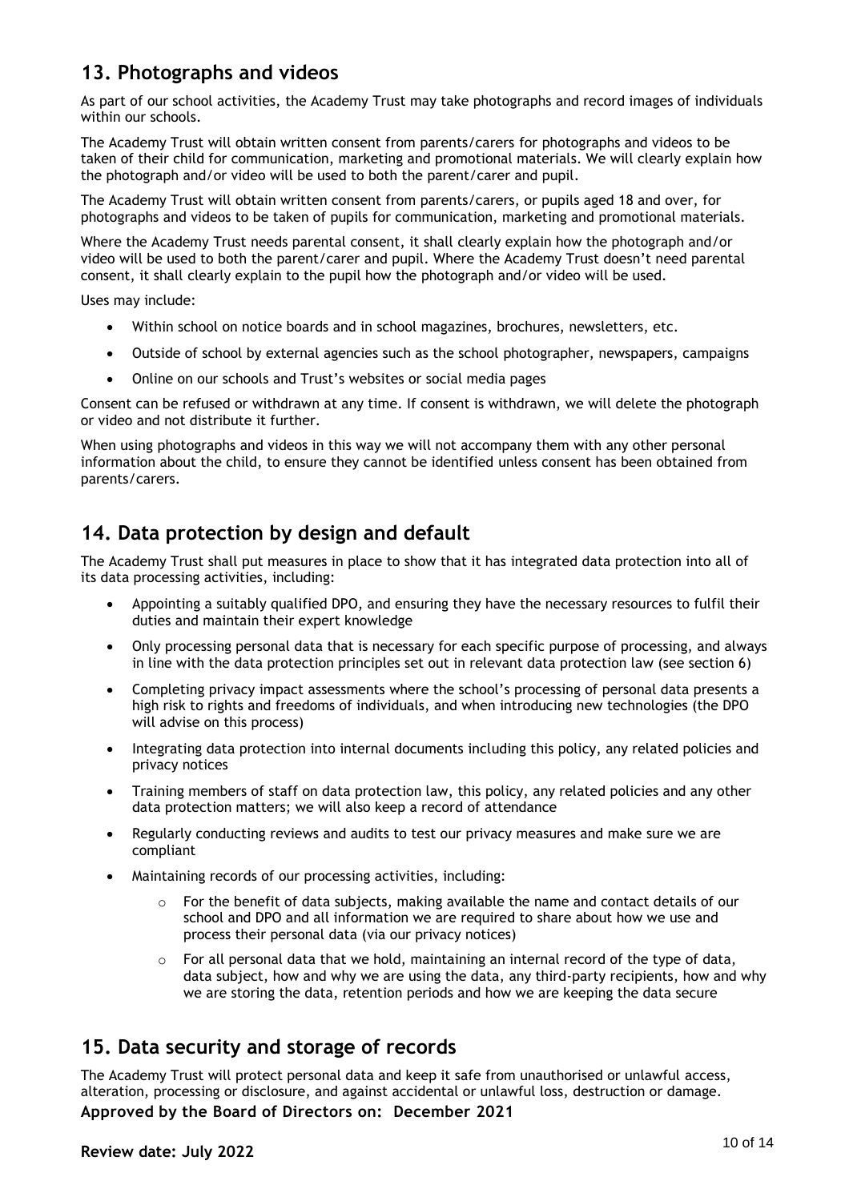## 13. Photographs and videos

As part of our school activities, the Academy Trust may take photographs and record images of individuals within our schools.

The Academy Trust will obtain written consent from parents/carers for photographs and videos to be taken of their child for communication, marketing and promotional materials. We will clearly explain how the photograph and/or video will be used to both the parent/carer and pupil.

The Academy Trust will obtain written consent from parents/carers, or pupils aged 18 and over, for photographs and videos to be taken of pupils for communication, marketing and promotional materials.

Where the Academy Trust needs parental consent, it shall clearly explain how the photograph and/or video will be used to both the parent/carer and pupil. Where the Academy Trust doesn't need parental consent, it shall clearly explain to the pupil how the photograph and/or video will be used.

Uses may include:

- Within school on notice boards and in school magazines, brochures, newsletters, etc.
- Outside of school by external agencies such as the school photographer, newspapers, campaigns
- Online on our schools and Trust's websites or social media pages

Consent can be refused or withdrawn at any time. If consent is withdrawn, we will delete the photograph or video and not distribute it further.

When using photographs and videos in this way we will not accompany them with any other personal information about the child, to ensure they cannot be identified unless consent has been obtained from parents/carers.

## 14. Data protection by design and default

The Academy Trust shall put measures in place to show that it has integrated data protection into all of its data processing activities, including:

- Appointing a suitably qualified DPO, and ensuring they have the necessary resources to fulfil their duties and maintain their expert knowledge
- Only processing personal data that is necessary for each specific purpose of processing, and always in line with the data protection principles set out in relevant data protection law (see section 6)
- Completing privacy impact assessments where the school's processing of personal data presents a high risk to rights and freedoms of individuals, and when introducing new technologies (the DPO will advise on this process)
- Integrating data protection into internal documents including this policy, any related policies and privacy notices
- Training members of staff on data protection law, this policy, any related policies and any other data protection matters; we will also keep a record of attendance
- Regularly conducting reviews and audits to test our privacy measures and make sure we are compliant
- Maintaining records of our processing activities, including:
  - For the benefit of data subjects, making available the name and contact details of our school and DPO and all information we are required to share about how we use and process their personal data (via our privacy notices)
  - For all personal data that we hold, maintaining an internal record of the type of data, data subject, how and why we are using the data, any third-party recipients, how and why we are storing the data, retention periods and how we are keeping the data secure

## 15. Data security and storage of records

The Academy Trust will protect personal data and keep it safe from unauthorised or unlawful access, alteration, processing or disclosure, and against accidental or unlawful loss, destruction or damage.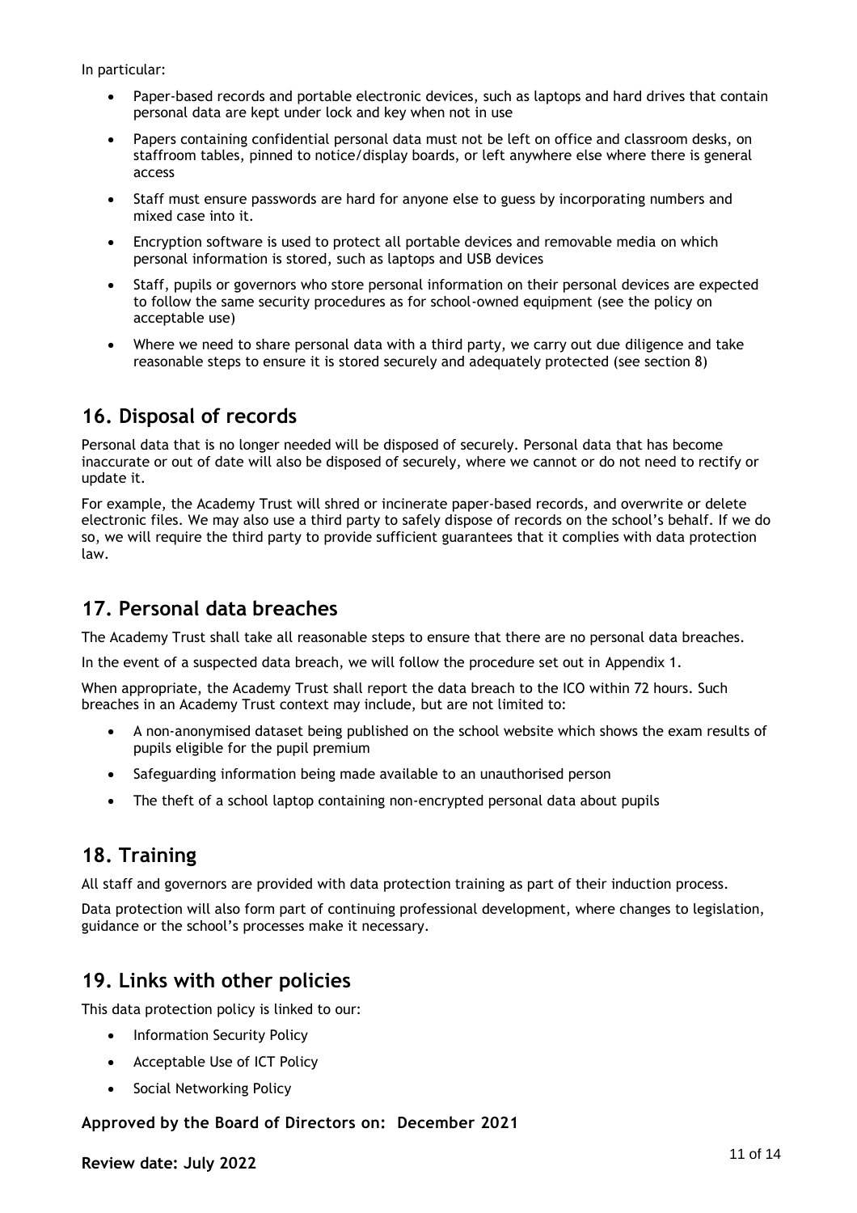In particular:

- Paper-based records and portable electronic devices, such as laptops and hard drives that contain personal data are kept under lock and key when not in use
- Papers containing confidential personal data must not be left on office and classroom desks, on staffroom tables, pinned to notice/display boards, or left anywhere else where there is general access
- Staff must ensure passwords are hard for anyone else to guess by incorporating numbers and mixed case into it.
- Encryption software is used to protect all portable devices and removable media on which personal information is stored, such as laptops and USB devices
- Staff, pupils or governors who store personal information on their personal devices are expected to follow the same security procedures as for school-owned equipment (see the policy on acceptable use)
- Where we need to share personal data with a third party, we carry out due diligence and take reasonable steps to ensure it is stored securely and adequately protected (see section 8)

## 16. Disposal of records

Personal data that is no longer needed will be disposed of securely. Personal data that has become inaccurate or out of date will also be disposed of securely, where we cannot or do not need to rectify or update it.

For example, the Academy Trust will shred or incinerate paper-based records, and overwrite or delete electronic files. We may also use a third party to safely dispose of records on the school's behalf. If we do so, we will require the third party to provide sufficient guarantees that it complies with data protection law.

## 17. Personal data breaches

The Academy Trust shall take all reasonable steps to ensure that there are no personal data breaches.

In the event of a suspected data breach, we will follow the procedure set out in Appendix 1.

When appropriate, the Academy Trust shall report the data breach to the ICO within 72 hours. Such breaches in an Academy Trust context may include, but are not limited to:

- A non-anonymised dataset being published on the school website which shows the exam results of pupils eligible for the pupil premium
- Safeguarding information being made available to an unauthorised person
- The theft of a school laptop containing non-encrypted personal data about pupils

## 18. Training

All staff and governors are provided with data protection training as part of their induction process.

Data protection will also form part of continuing professional development, where changes to legislation, guidance or the school's processes make it necessary.

## 19. Links with other policies

This data protection policy is linked to our:

- Information Security Policy
- Acceptable Use of ICT Policy
- Social Networking Policy

**Approved by the Board of Directors on: December 2021**

**Review date: July 2022**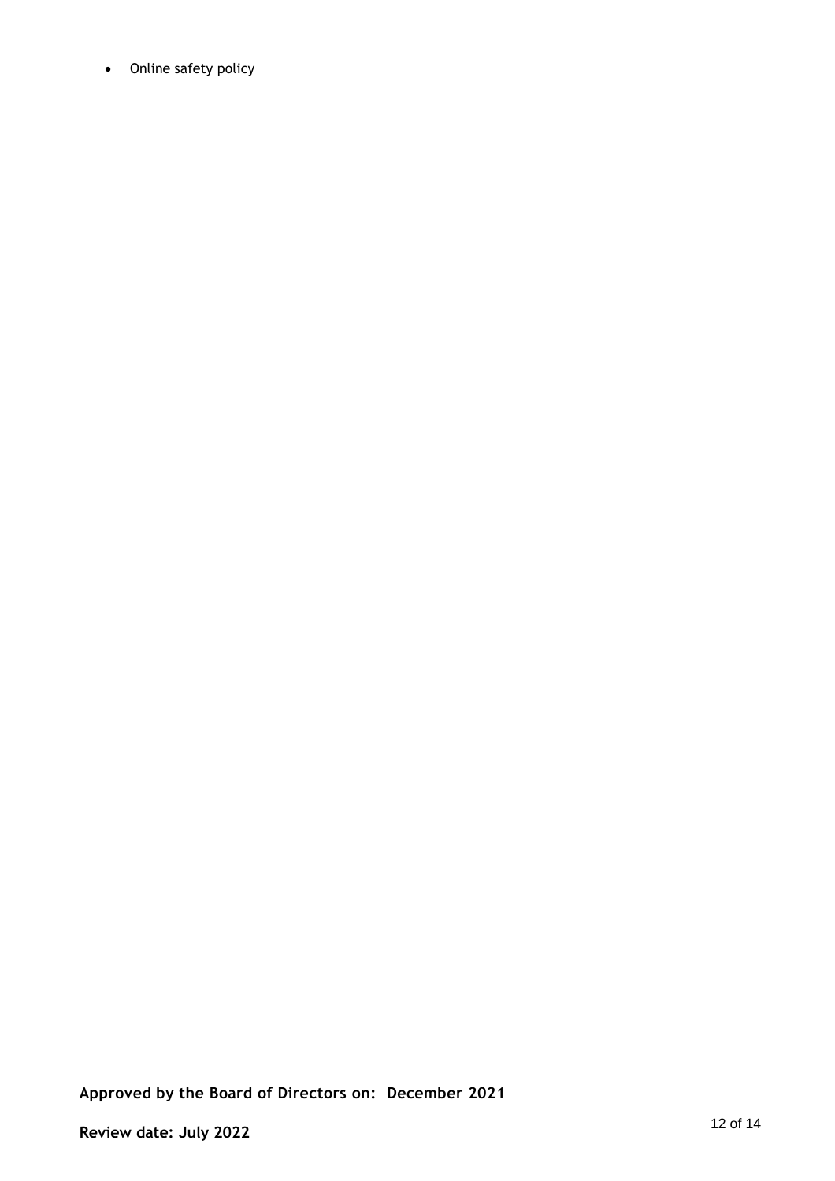- Online safety policy

**Approved by the Board of Directors on: December 2021**

**Review date: July 2022**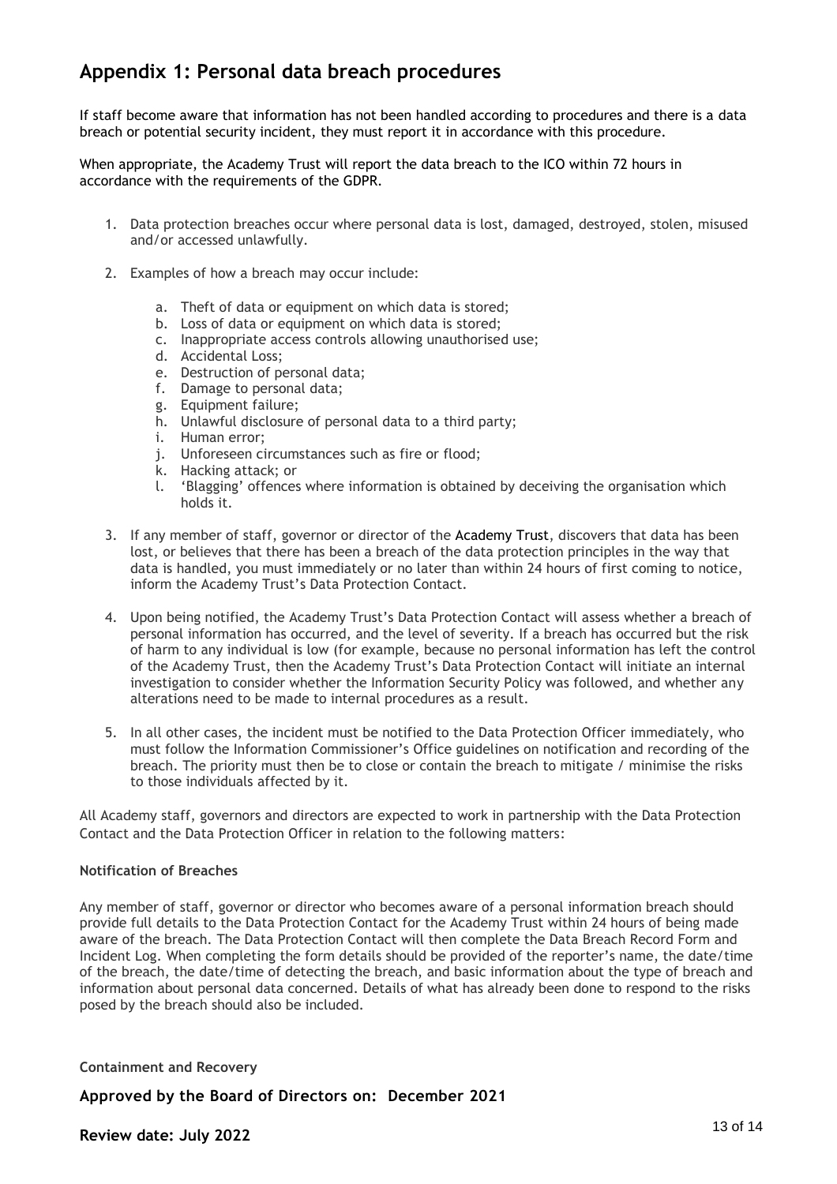## Appendix 1: Personal data breach procedures

If staff become aware that information has not been handled according to procedures and there is a data breach or potential security incident, they must report it in accordance with this procedure.

When appropriate, the Academy Trust will report the data breach to the ICO within 72 hours in accordance with the requirements of the GDPR.

1. Data protection breaches occur where personal data is lost, damaged, destroyed, stolen, misused and/or accessed unlawfully.
2. Examples of how a breach may occur include:
   a. Theft of data or equipment on which data is stored;
   b. Loss of data or equipment on which data is stored;
   c. Inappropriate access controls allowing unauthorised use;
   d. Accidental Loss;
   e. Destruction of personal data;
   f. Damage to personal data;
   g. Equipment failure;
   h. Unlawful disclosure of personal data to a third party;
   i. Human error;
   j. Unforeseen circumstances such as fire or flood;
   k. Hacking attack; or
   l. 'Blagging' offences where information is obtained by deceiving the organisation which holds it.
3. If any member of staff, governor or director of the Academy Trust, discovers that data has been lost, or believes that there has been a breach of the data protection principles in the way that data is handled, you must immediately or no later than within 24 hours of first coming to notice, inform the Academy Trust's Data Protection Contact.
4. Upon being notified, the Academy Trust's Data Protection Contact will assess whether a breach of personal information has occurred, and the level of severity. If a breach has occurred but the risk of harm to any individual is low (for example, because no personal information has left the control of the Academy Trust, then the Academy Trust's Data Protection Contact will initiate an internal investigation to consider whether the Information Security Policy was followed, and whether any alterations need to be made to internal procedures as a result.
5. In all other cases, the incident must be notified to the Data Protection Officer immediately, who must follow the Information Commissioner's Office guidelines on notification and recording of the breach. The priority must then be to close or contain the breach to mitigate / minimise the risks to those individuals affected by it.

All Academy staff, governors and directors are expected to work in partnership with the Data Protection Contact and the Data Protection Officer in relation to the following matters:

**Notification of Breaches**

Any member of staff, governor or director who becomes aware of a personal information breach should provide full details to the Data Protection Contact for the Academy Trust within 24 hours of being made aware of the breach. The Data Protection Contact will then complete the Data Breach Record Form and Incident Log. When completing the form details should be provided of the reporter's name, the date/time of the breach, the date/time of detecting the breach, and basic information about the type of breach and information about personal data concerned. Details of what has already been done to respond to the risks posed by the breach should also be included.

**Containment and Recovery**

**Approved by the Board of Directors on: December 2021**

**Review date: July 2022**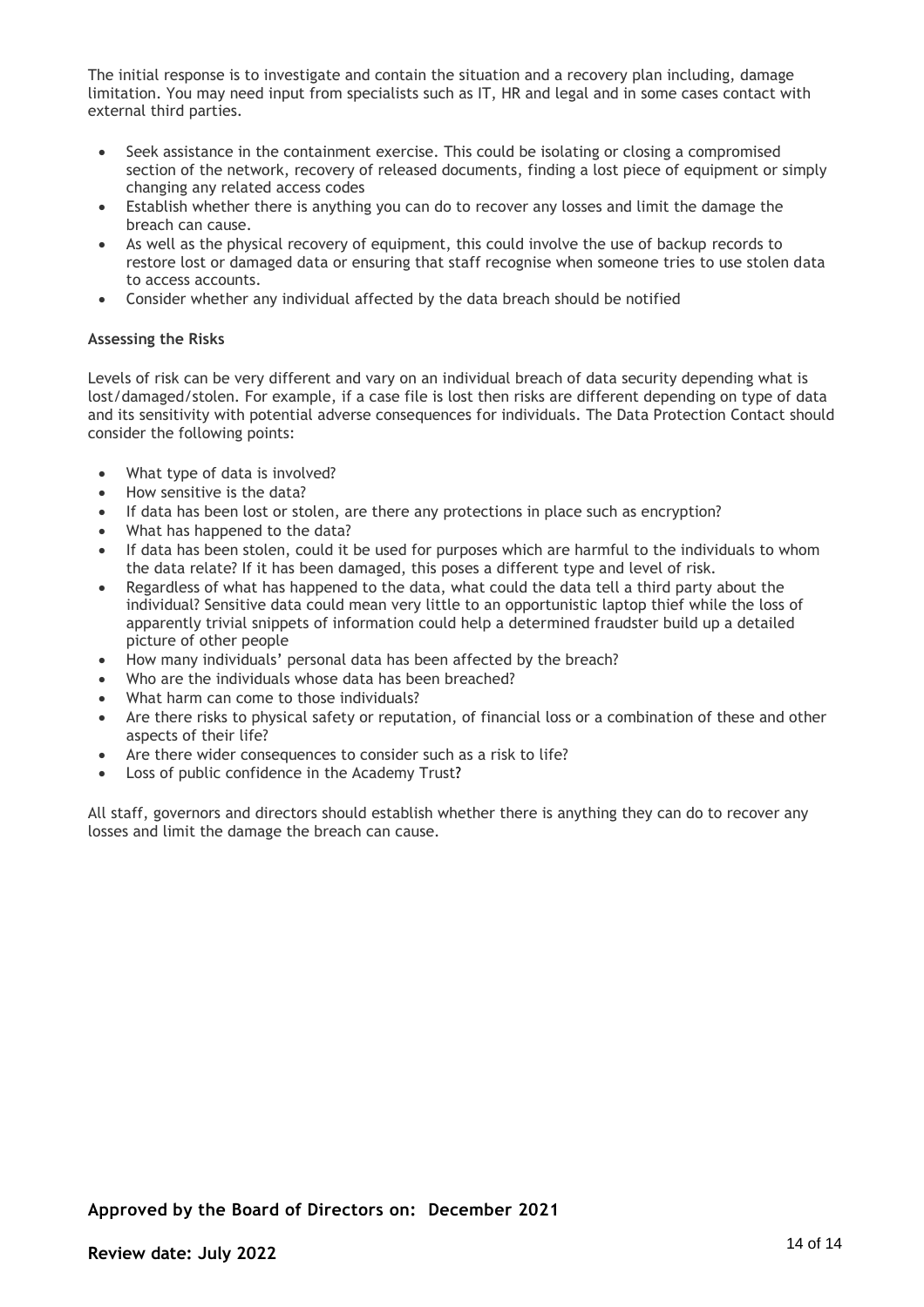The initial response is to investigate and contain the situation and a recovery plan including, damage limitation. You may need input from specialists such as IT, HR and legal and in some cases contact with external third parties.

- Seek assistance in the containment exercise. This could be isolating or closing a compromised section of the network, recovery of released documents, finding a lost piece of equipment or simply changing any related access codes
- Establish whether there is anything you can do to recover any losses and limit the damage the breach can cause.
- As well as the physical recovery of equipment, this could involve the use of backup records to restore lost or damaged data or ensuring that staff recognise when someone tries to use stolen data to access accounts.
- Consider whether any individual affected by the data breach should be notified

**Assessing the Risks**

Levels of risk can be very different and vary on an individual breach of data security depending what is lost/damaged/stolen. For example, if a case file is lost then risks are different depending on type of data and its sensitivity with potential adverse consequences for individuals. The Data Protection Contact should consider the following points:

- What type of data is involved?
- How sensitive is the data?
- If data has been lost or stolen, are there any protections in place such as encryption?
- What has happened to the data?
- If data has been stolen, could it be used for purposes which are harmful to the individuals to whom the data relate? If it has been damaged, this poses a different type and level of risk.
- Regardless of what has happened to the data, what could the data tell a third party about the individual? Sensitive data could mean very little to an opportunistic laptop thief while the loss of apparently trivial snippets of information could help a determined fraudster build up a detailed picture of other people
- How many individuals' personal data has been affected by the breach?
- Who are the individuals whose data has been breached?
- What harm can come to those individuals?
- Are there risks to physical safety or reputation, of financial loss or a combination of these and other aspects of their life?
- Are there wider consequences to consider such as a risk to life?
- Loss of public confidence in the Academy Trust?

All staff, governors and directors should establish whether there is anything they can do to recover any losses and limit the damage the breach can cause.

**Approved by the Board of Directors on: December 2021**

**Review date: July 2022**